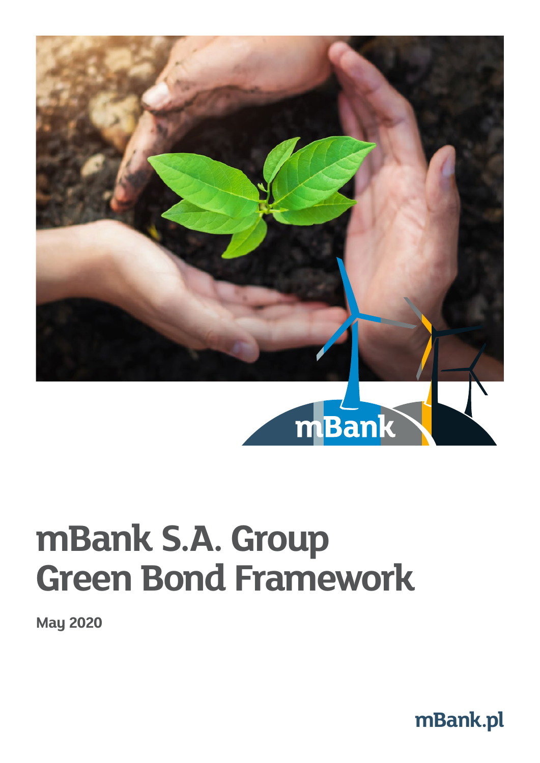# mBank S.A. Group Green Bond Framework

**May 2020**

mBank.pl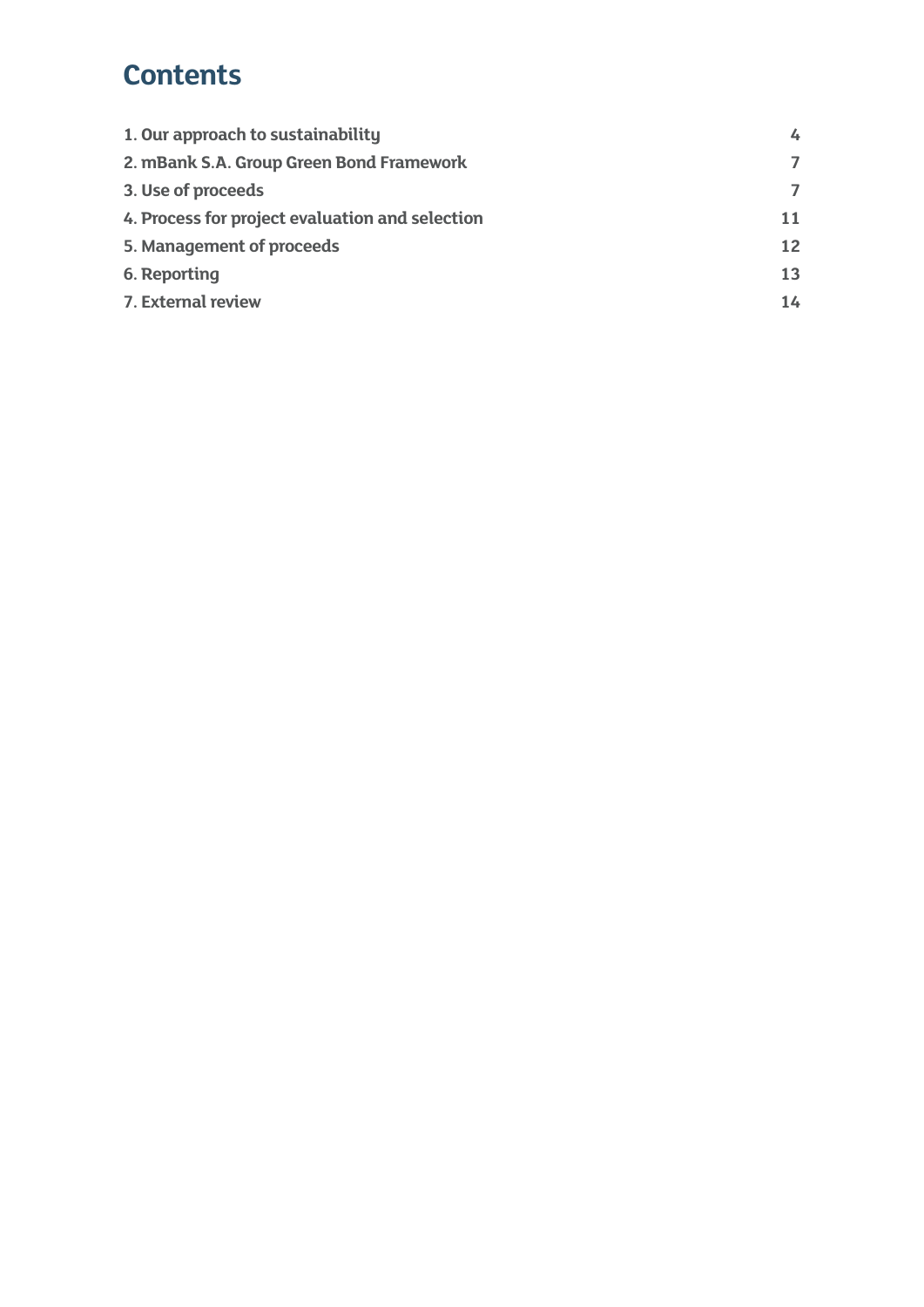# Contents

| | |
|---|---|
| **1. Our approach to sustainability** | **4** |
| **2. mBank S.A. Group Green Bond Framework** | **7** |
| **3. Use of proceeds** | **7** |
| **4. Process for project evaluation and selection** | **11** |
| **5. Management of proceeds** | **12** |
| **6. Reporting** | **13** |
| **7. External review** | **14** |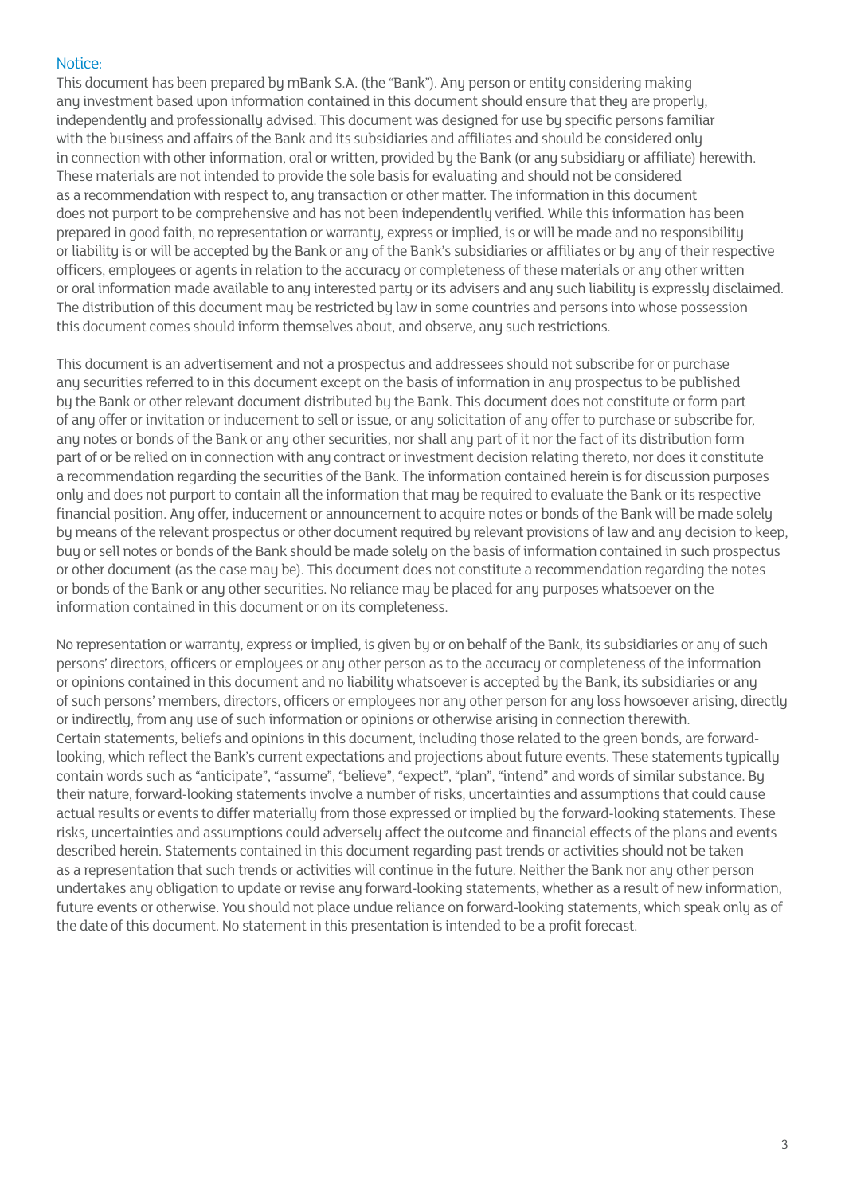## Notice:

This document has been prepared by mBank S.A. (the "Bank"). Any person or entity considering making any investment based upon information contained in this document should ensure that they are properly, independently and professionally advised. This document was designed for use by specific persons familiar with the business and affairs of the Bank and its subsidiaries and affiliates and should be considered only in connection with other information, oral or written, provided by the Bank (or any subsidiary or affiliate) herewith. These materials are not intended to provide the sole basis for evaluating and should not be considered as a recommendation with respect to, any transaction or other matter. The information in this document does not purport to be comprehensive and has not been independently verified. While this information has been prepared in good faith, no representation or warranty, express or implied, is or will be made and no responsibility or liability is or will be accepted by the Bank or any of the Bank's subsidiaries or affiliates or by any of their respective officers, employees or agents in relation to the accuracy or completeness of these materials or any other written or oral information made available to any interested party or its advisers and any such liability is expressly disclaimed. The distribution of this document may be restricted by law in some countries and persons into whose possession this document comes should inform themselves about, and observe, any such restrictions.

This document is an advertisement and not a prospectus and addressees should not subscribe for or purchase any securities referred to in this document except on the basis of information in any prospectus to be published by the Bank or other relevant document distributed by the Bank. This document does not constitute or form part of any offer or invitation or inducement to sell or issue, or any solicitation of any offer to purchase or subscribe for, any notes or bonds of the Bank or any other securities, nor shall any part of it nor the fact of its distribution form part of or be relied on in connection with any contract or investment decision relating thereto, nor does it constitute a recommendation regarding the securities of the Bank. The information contained herein is for discussion purposes only and does not purport to contain all the information that may be required to evaluate the Bank or its respective financial position. Any offer, inducement or announcement to acquire notes or bonds of the Bank will be made solely by means of the relevant prospectus or other document required by relevant provisions of law and any decision to keep, buy or sell notes or bonds of the Bank should be made solely on the basis of information contained in such prospectus or other document (as the case may be). This document does not constitute a recommendation regarding the notes or bonds of the Bank or any other securities. No reliance may be placed for any purposes whatsoever on the information contained in this document or on its completeness.

No representation or warranty, express or implied, is given by or on behalf of the Bank, its subsidiaries or any of such persons' directors, officers or employees or any other person as to the accuracy or completeness of the information or opinions contained in this document and no liability whatsoever is accepted by the Bank, its subsidiaries or any of such persons' members, directors, officers or employees nor any other person for any loss howsoever arising, directly or indirectly, from any use of such information or opinions or otherwise arising in connection therewith.
Certain statements, beliefs and opinions in this document, including those related to the green bonds, are forward-looking, which reflect the Bank's current expectations and projections about future events. These statements typically contain words such as "anticipate", "assume", "believe", "expect", "plan", "intend" and words of similar substance. By their nature, forward-looking statements involve a number of risks, uncertainties and assumptions that could cause actual results or events to differ materially from those expressed or implied by the forward-looking statements. These risks, uncertainties and assumptions could adversely affect the outcome and financial effects of the plans and events described herein. Statements contained in this document regarding past trends or activities should not be taken as a representation that such trends or activities will continue in the future. Neither the Bank nor any other person undertakes any obligation to update or revise any forward-looking statements, whether as a result of new information, future events or otherwise. You should not place undue reliance on forward-looking statements, which speak only as of the date of this document. No statement in this presentation is intended to be a profit forecast.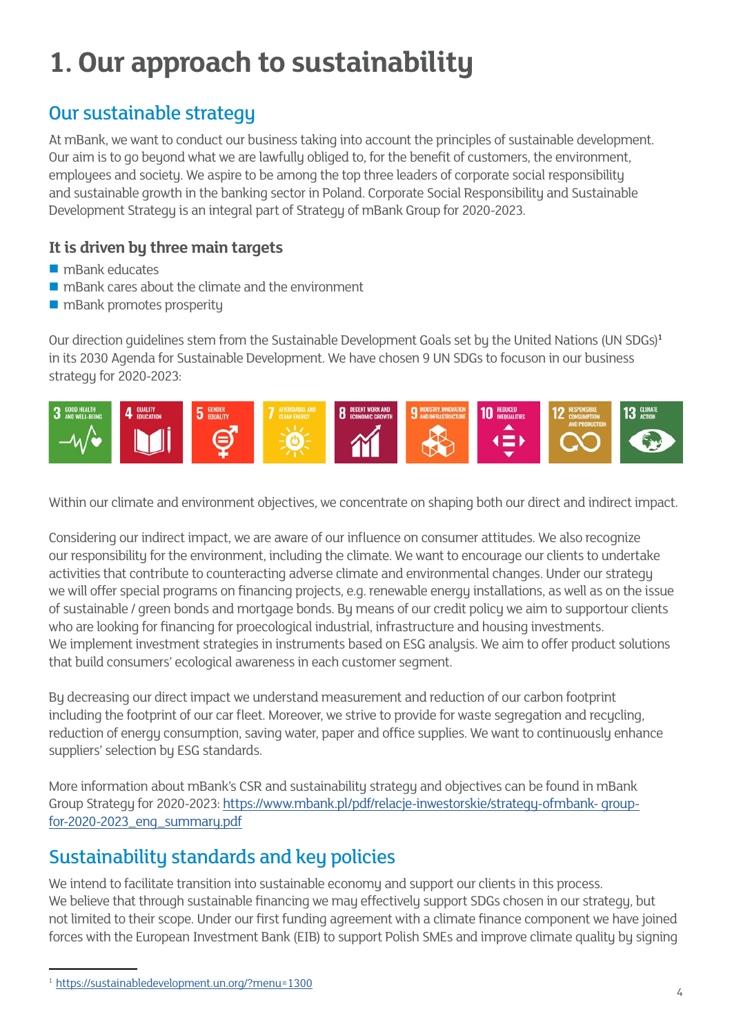# 1. Our approach to sustainability

## Our sustainable strategy

At mBank, we want to conduct our business taking into account the principles of sustainable development. Our aim is to go beyond what we are lawfully obliged to, for the benefit of customers, the environment, employees and society. We aspire to be among the top three leaders of corporate social responsibility and sustainable growth in the banking sector in Poland. Corporate Social Responsibility and Sustainable Development Strategy is an integral part of Strategy of mBank Group for 2020-2023.

### It is driven by three main targets

- mBank educates
- mBank cares about the climate and the environment
- mBank promotes prosperity

Our direction guidelines stem from the Sustainable Development Goals set by the United Nations (UN SDGs)[1] in its 2030 Agenda for Sustainable Development. We have chosen 9 UN SDGs to focuson in our business strategy for 2020-2023:

3 GOOD HEALTH AND WELL-BEING | 4 QUALITY EDUCATION | 5 GENDER EQUALITY | 7 AFFORDABLE AND CLEAN ENERGY | 8 DECENT WORK AND ECONOMIC GROWTH | 9 INDUSTRY, INNOVATION AND INFRASTRUCTURE | 10 REDUCED INEQUALITIES | 12 RESPONSIBLE CONSUMPTION AND PRODUCTION | 13 CLIMATE ACTION

Within our climate and environment objectives, we concentrate on shaping both our direct and indirect impact.

Considering our indirect impact, we are aware of our influence on consumer attitudes. We also recognize our responsibility for the environment, including the climate. We want to encourage our clients to undertake activities that contribute to counteracting adverse climate and environmental changes. Under our strategy we will offer special programs on financing projects, e.g. renewable energy installations, as well as on the issue of sustainable / green bonds and mortgage bonds. By means of our credit policy we aim to supportour clients who are looking for financing for proecological industrial, infrastructure and housing investments. We implement investment strategies in instruments based on ESG analysis. We aim to offer product solutions that build consumers' ecological awareness in each customer segment.

By decreasing our direct impact we understand measurement and reduction of our carbon footprint including the footprint of our car fleet. Moreover, we strive to provide for waste segregation and recycling, reduction of energy consumption, saving water, paper and office supplies. We want to continuously enhance suppliers' selection by ESG standards.

More information about mBank's CSR and sustainability strategy and objectives can be found in mBank Group Strategy for 2020-2023: https://www.mbank.pl/pdf/relacje-inwestorskie/strategy-ofmbank- group-for-2020-2023_eng_summary.pdf

## Sustainability standards and key policies

We intend to facilitate transition into sustainable economy and support our clients in this process. We believe that through sustainable financing we may effectively support SDGs chosen in our strategy, but not limited to their scope. Under our first funding agreement with a climate finance component we have joined forces with the European Investment Bank (EIB) to support Polish SMEs and improve climate quality by signing

[1] https://sustainabledevelopment.un.org/?menu=1300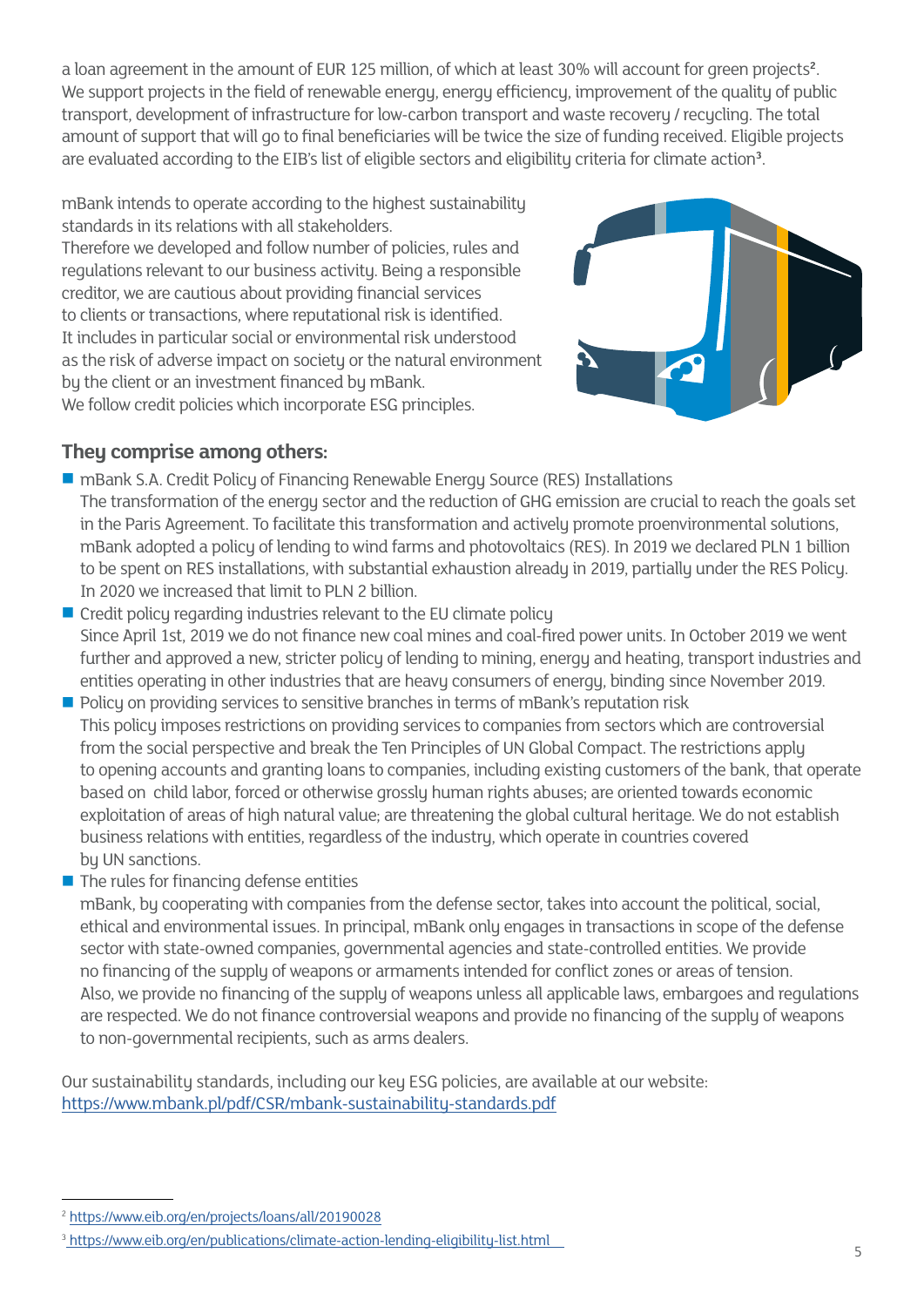a loan agreement in the amount of EUR 125 million, of which at least 30% will account for green projects[2]. We support projects in the field of renewable energy, energy efficiency, improvement of the quality of public transport, development of infrastructure for low-carbon transport and waste recovery / recycling. The total amount of support that will go to final beneficiaries will be twice the size of funding received. Eligible projects are evaluated according to the EIB's list of eligible sectors and eligibility criteria for climate action[3].

mBank intends to operate according to the highest sustainability standards in its relations with all stakeholders.
Therefore we developed and follow number of policies, rules and regulations relevant to our business activity. Being a responsible creditor, we are cautious about providing financial services to clients or transactions, where reputational risk is identified. It includes in particular social or environmental risk understood as the risk of adverse impact on society or the natural environment by the client or an investment financed by mBank.
We follow credit policies which incorporate ESG principles.

### They comprise among others:

- mBank S.A. Credit Policy of Financing Renewable Energy Source (RES) Installations
  The transformation of the energy sector and the reduction of GHG emission are crucial to reach the goals set in the Paris Agreement. To facilitate this transformation and actively promote proenvironmental solutions, mBank adopted a policy of lending to wind farms and photovoltaics (RES). In 2019 we declared PLN 1 billion to be spent on RES installations, with substantial exhaustion already in 2019, partially under the RES Policy. In 2020 we increased that limit to PLN 2 billion.
- Credit policy regarding industries relevant to the EU climate policy
  Since April 1st, 2019 we do not finance new coal mines and coal-fired power units. In October 2019 we went further and approved a new, stricter policy of lending to mining, energy and heating, transport industries and entities operating in other industries that are heavy consumers of energy, binding since November 2019.
- Policy on providing services to sensitive branches in terms of mBank's reputation risk
  This policy imposes restrictions on providing services to companies from sectors which are controversial from the social perspective and break the Ten Principles of UN Global Compact. The restrictions apply to opening accounts and granting loans to companies, including existing customers of the bank, that operate based on child labor, forced or otherwise grossly human rights abuses; are oriented towards economic exploitation of areas of high natural value; are threatening the global cultural heritage. We do not establish business relations with entities, regardless of the industry, which operate in countries covered by UN sanctions.
- The rules for financing defense entities
  mBank, by cooperating with companies from the defense sector, takes into account the political, social, ethical and environmental issues. In principal, mBank only engages in transactions in scope of the defense sector with state-owned companies, governmental agencies and state-controlled entities. We provide no financing of the supply of weapons or armaments intended for conflict zones or areas of tension. Also, we provide no financing of the supply of weapons unless all applicable laws, embargoes and regulations are respected. We do not finance controversial weapons and provide no financing of the supply of weapons to non-governmental recipients, such as arms dealers.

Our sustainability standards, including our key ESG policies, are available at our website: https://www.mbank.pl/pdf/CSR/mbank-sustainability-standards.pdf

---

[2] https://www.eib.org/en/projects/loans/all/20190028

[3] https://www.eib.org/en/publications/climate-action-lending-eligibility-list.html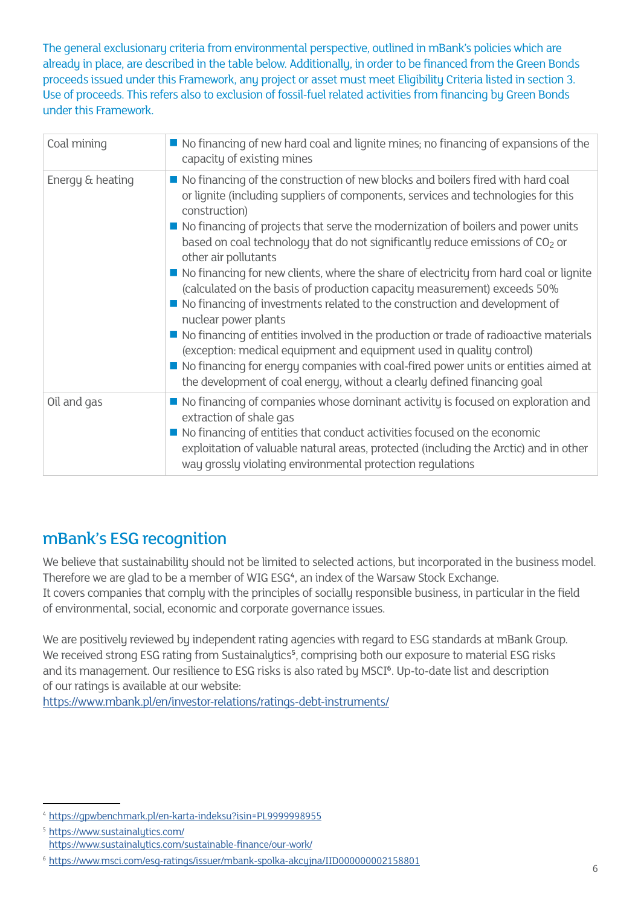The general exclusionary criteria from environmental perspective, outlined in mBank's policies which are already in place, are described in the table below. Additionally, in order to be financed from the Green Bonds proceeds issued under this Framework, any project or asset must meet Eligibility Criteria listed in section 3. Use of proceeds. This refers also to exclusion of fossil-fuel related activities from financing by Green Bonds under this Framework.

| | |
|---|---|
| Coal mining | ■ No financing of new hard coal and lignite mines; no financing of expansions of the capacity of existing mines |
| Energy & heating | ■ No financing of the construction of new blocks and boilers fired with hard coal or lignite (including suppliers of components, services and technologies for this construction)<br>■ No financing of projects that serve the modernization of boilers and power units based on coal technology that do not significantly reduce emissions of $CO_2$ or other air pollutants<br>■ No financing for new clients, where the share of electricity from hard coal or lignite (calculated on the basis of production capacity measurement) exceeds 50%<br>■ No financing of investments related to the construction and development of nuclear power plants<br>■ No financing of entities involved in the production or trade of radioactive materials (exception: medical equipment and equipment used in quality control)<br>■ No financing for energy companies with coal-fired power units or entities aimed at the development of coal energy, without a clearly defined financing goal |
| Oil and gas | ■ No financing of companies whose dominant activity is focused on exploration and extraction of shale gas<br>■ No financing of entities that conduct activities focused on the economic exploitation of valuable natural areas, protected (including the Arctic) and in other way grossly violating environmental protection regulations |

## mBank's ESG recognition

We believe that sustainability should not be limited to selected actions, but incorporated in the business model. Therefore we are glad to be a member of WIG ESG[4], an index of the Warsaw Stock Exchange. It covers companies that comply with the principles of socially responsible business, in particular in the field of environmental, social, economic and corporate governance issues.

We are positively reviewed by independent rating agencies with regard to ESG standards at mBank Group. We received strong ESG rating from Sustainalytics[5], comprising both our exposure to material ESG risks and its management. Our resilience to ESG risks is also rated by MSCI[6]. Up-to-date list and description of our ratings is available at our website:
https://www.mbank.pl/en/investor-relations/ratings-debt-instruments/

[4] https://gpwbenchmark.pl/en-karta-indeksu?isin=PL9999998955

[5] https://www.sustainalytics.com/
https://www.sustainalytics.com/sustainable-finance/our-work/

[6] https://www.msci.com/esg-ratings/issuer/mbank-spolka-akcyjna/IID000000002158801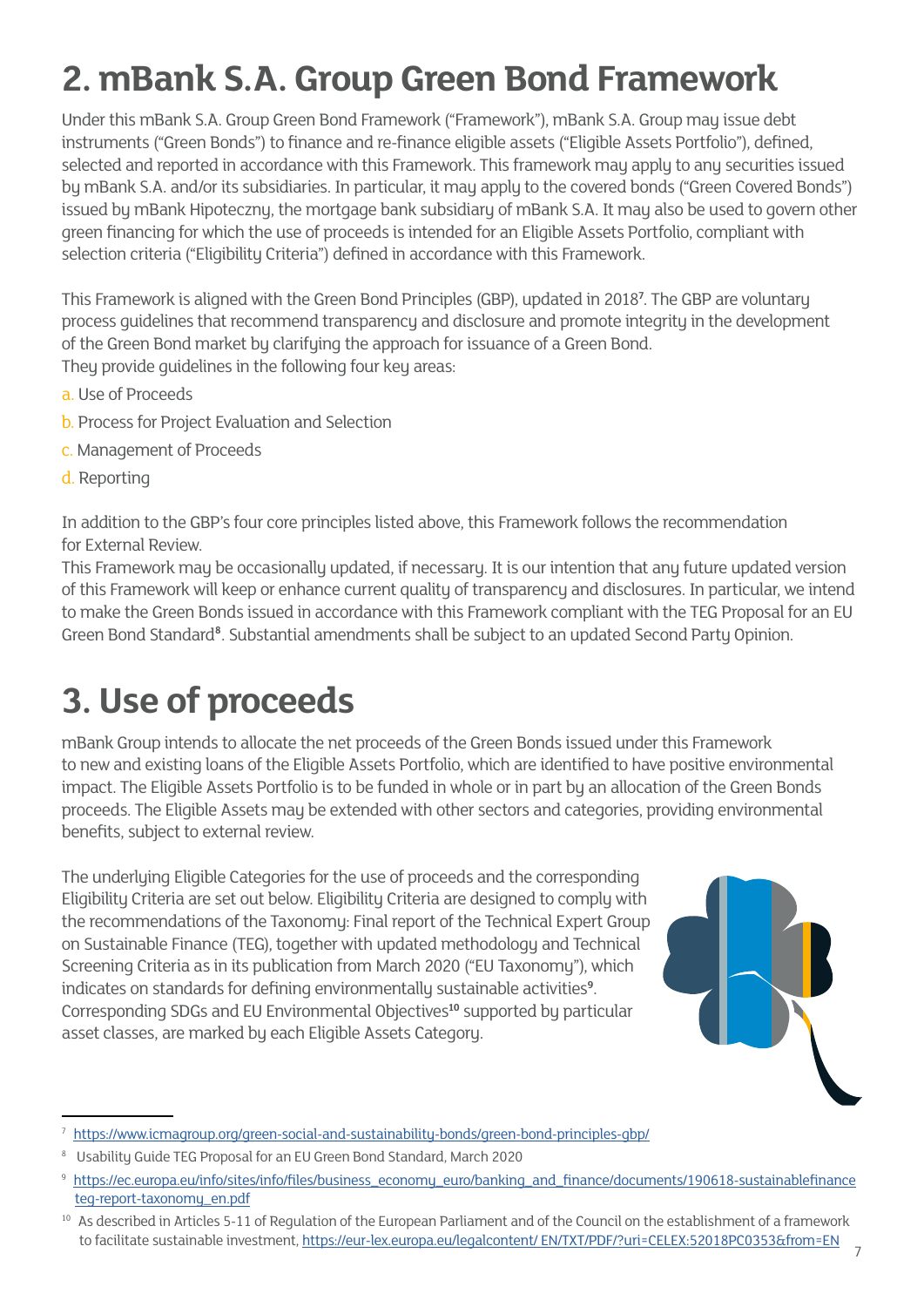# 2. mBank S.A. Group Green Bond Framework

Under this mBank S.A. Group Green Bond Framework ("Framework"), mBank S.A. Group may issue debt instruments ("Green Bonds") to finance and re-finance eligible assets ("Eligible Assets Portfolio"), defined, selected and reported in accordance with this Framework. This framework may apply to any securities issued by mBank S.A. and/or its subsidiaries. In particular, it may apply to the covered bonds ("Green Covered Bonds") issued by mBank Hipoteczny, the mortgage bank subsidiary of mBank S.A. It may also be used to govern other green financing for which the use of proceeds is intended for an Eligible Assets Portfolio, compliant with selection criteria ("Eligibility Criteria") defined in accordance with this Framework.

This Framework is aligned with the Green Bond Principles (GBP), updated in 2018[7]. The GBP are voluntary process guidelines that recommend transparency and disclosure and promote integrity in the development of the Green Bond market by clarifying the approach for issuance of a Green Bond.
They provide guidelines in the following four key areas:

a. Use of Proceeds
b. Process for Project Evaluation and Selection
c. Management of Proceeds
d. Reporting

In addition to the GBP's four core principles listed above, this Framework follows the recommendation for External Review.
This Framework may be occasionally updated, if necessary. It is our intention that any future updated version of this Framework will keep or enhance current quality of transparency and disclosures. In particular, we intend to make the Green Bonds issued in accordance with this Framework compliant with the TEG Proposal for an EU Green Bond Standard[8]. Substantial amendments shall be subject to an updated Second Party Opinion.

# 3. Use of proceeds

mBank Group intends to allocate the net proceeds of the Green Bonds issued under this Framework to new and existing loans of the Eligible Assets Portfolio, which are identified to have positive environmental impact. The Eligible Assets Portfolio is to be funded in whole or in part by an allocation of the Green Bonds proceeds. The Eligible Assets may be extended with other sectors and categories, providing environmental benefits, subject to external review.

The underlying Eligible Categories for the use of proceeds and the corresponding Eligibility Criteria are set out below. Eligibility Criteria are designed to comply with the recommendations of the Taxonomy: Final report of the Technical Expert Group on Sustainable Finance (TEG), together with updated methodology and Technical Screening Criteria as in its publication from March 2020 ("EU Taxonomy"), which indicates on standards for defining environmentally sustainable activities[9]. Corresponding SDGs and EU Environmental Objectives[10] supported by particular asset classes, are marked by each Eligible Assets Category.

---

[7] https://www.icmagroup.org/green-social-and-sustainability-bonds/green-bond-principles-gbp/

[8] Usability Guide TEG Proposal for an EU Green Bond Standard, March 2020

[9] https://ec.europa.eu/info/sites/info/files/business_economy_euro/banking_and_finance/documents/190618-sustainablefinance teg-report-taxonomy_en.pdf

[10] As described in Articles 5-11 of Regulation of the European Parliament and of the Council on the establishment of a framework to facilitate sustainable investment, https://eur-lex.europa.eu/legalcontent/ EN/TXT/PDF/?uri=CELEX:52018PC0353&from=EN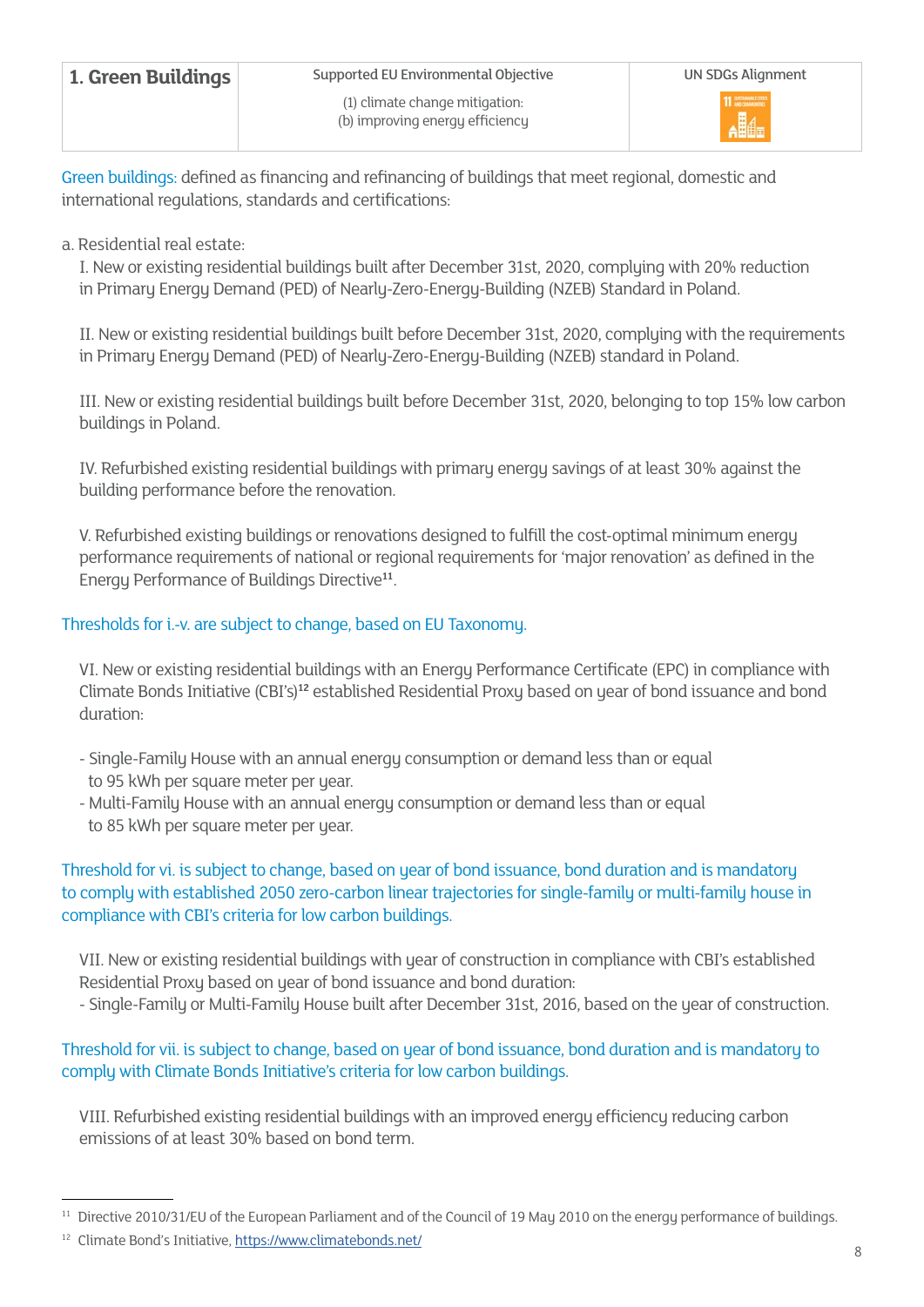| 1. Green Buildings | Supported EU Environmental Objective | UN SDGs Alignment |
| --- | --- | --- |
| | (1) climate change mitigation:<br>(b) improving energy efficiency | 11 SUSTAINABLE CITIES AND COMMUNITIES |

Green buildings: defined as financing and refinancing of buildings that meet regional, domestic and international regulations, standards and certifications:

a. Residential real estate:

I. New or existing residential buildings built after December 31st, 2020, complying with 20% reduction in Primary Energy Demand (PED) of Nearly-Zero-Energy-Building (NZEB) Standard in Poland.

II. New or existing residential buildings built before December 31st, 2020, complying with the requirements in Primary Energy Demand (PED) of Nearly-Zero-Energy-Building (NZEB) standard in Poland.

III. New or existing residential buildings built before December 31st, 2020, belonging to top 15% low carbon buildings in Poland.

IV. Refurbished existing residential buildings with primary energy savings of at least 30% against the building performance before the renovation.

V. Refurbished existing buildings or renovations designed to fulfill the cost-optimal minimum energy performance requirements of national or regional requirements for 'major renovation' as defined in the Energy Performance of Buildings Directive[11].

Thresholds for i.-v. are subject to change, based on EU Taxonomy.

VI. New or existing residential buildings with an Energy Performance Certificate (EPC) in compliance with Climate Bonds Initiative (CBI's)[12] established Residential Proxy based on year of bond issuance and bond duration:

- Single-Family House with an annual energy consumption or demand less than or equal to 95 kWh per square meter per year.
- Multi-Family House with an annual energy consumption or demand less than or equal to 85 kWh per square meter per year.

Threshold for vi. is subject to change, based on year of bond issuance, bond duration and is mandatory to comply with established 2050 zero-carbon linear trajectories for single-family or multi-family house in compliance with CBI's criteria for low carbon buildings.

VII. New or existing residential buildings with year of construction in compliance with CBI's established Residential Proxy based on year of bond issuance and bond duration:
- Single-Family or Multi-Family House built after December 31st, 2016, based on the year of construction.

Threshold for vii. is subject to change, based on year of bond issuance, bond duration and is mandatory to comply with Climate Bonds Initiative's criteria for low carbon buildings.

VIII. Refurbished existing residential buildings with an improved energy efficiency reducing carbon emissions of at least 30% based on bond term.

---

[11] Directive 2010/31/EU of the European Parliament and of the Council of 19 May 2010 on the energy performance of buildings.

[12] Climate Bond's Initiative, https://www.climatebonds.net/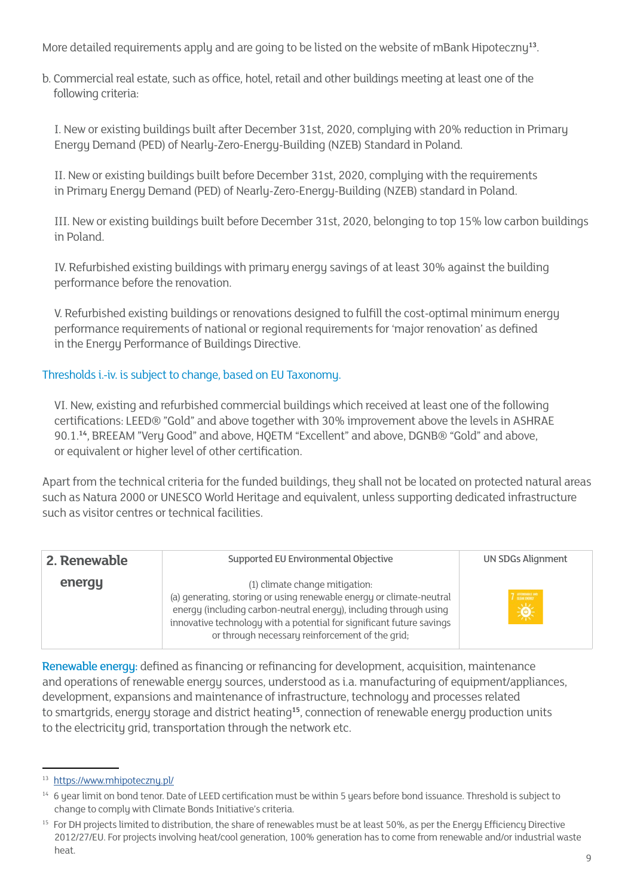More detailed requirements apply and are going to be listed on the website of mBank Hipoteczny[13].

b. Commercial real estate, such as office, hotel, retail and other buildings meeting at least one of the following criteria:

I. New or existing buildings built after December 31st, 2020, complying with 20% reduction in Primary Energy Demand (PED) of Nearly-Zero-Energy-Building (NZEB) Standard in Poland.

II. New or existing buildings built before December 31st, 2020, complying with the requirements in Primary Energy Demand (PED) of Nearly-Zero-Energy-Building (NZEB) standard in Poland.

III. New or existing buildings built before December 31st, 2020, belonging to top 15% low carbon buildings in Poland.

IV. Refurbished existing buildings with primary energy savings of at least 30% against the building performance before the renovation.

V. Refurbished existing buildings or renovations designed to fulfill the cost-optimal minimum energy performance requirements of national or regional requirements for 'major renovation' as defined in the Energy Performance of Buildings Directive.

Thresholds i.-iv. is subject to change, based on EU Taxonomy.

VI. New, existing and refurbished commercial buildings which received at least one of the following certifications: LEED® "Gold" and above together with 30% improvement above the levels in ASHRAE 90.1.[14], BREEAM "Very Good" and above, HQETM "Excellent" and above, DGNB® "Gold" and above, or equivalent or higher level of other certification.

Apart from the technical criteria for the funded buildings, they shall not be located on protected natural areas such as Natura 2000 or UNESCO World Heritage and equivalent, unless supporting dedicated infrastructure such as visitor centres or technical facilities.

| **2. Renewable energy** | Supported EU Environmental Objective | UN SDGs Alignment |
|---|---|---|
| | (1) climate change mitigation: (a) generating, storing or using renewable energy or climate-neutral energy (including carbon-neutral energy), including through using innovative technology with a potential for significant future savings or through necessary reinforcement of the grid; | 7 AFFORDABLE AND CLEAN ENERGY |

Renewable energy: defined as financing or refinancing for development, acquisition, maintenance and operations of renewable energy sources, understood as i.a. manufacturing of equipment/appliances, development, expansions and maintenance of infrastructure, technology and processes related to smartgrids, energy storage and district heating[15], connection of renewable energy production units to the electricity grid, transportation through the network etc.

---

[13] https://www.mhipoteczny.pl/

[14] 6 year limit on bond tenor. Date of LEED certification must be within 5 years before bond issuance. Threshold is subject to change to comply with Climate Bonds Initiative's criteria.

[15] For DH projects limited to distribution, the share of renewables must be at least 50%, as per the Energy Efficiency Directive 2012/27/EU. For projects involving heat/cool generation, 100% generation has to come from renewable and/or industrial waste heat.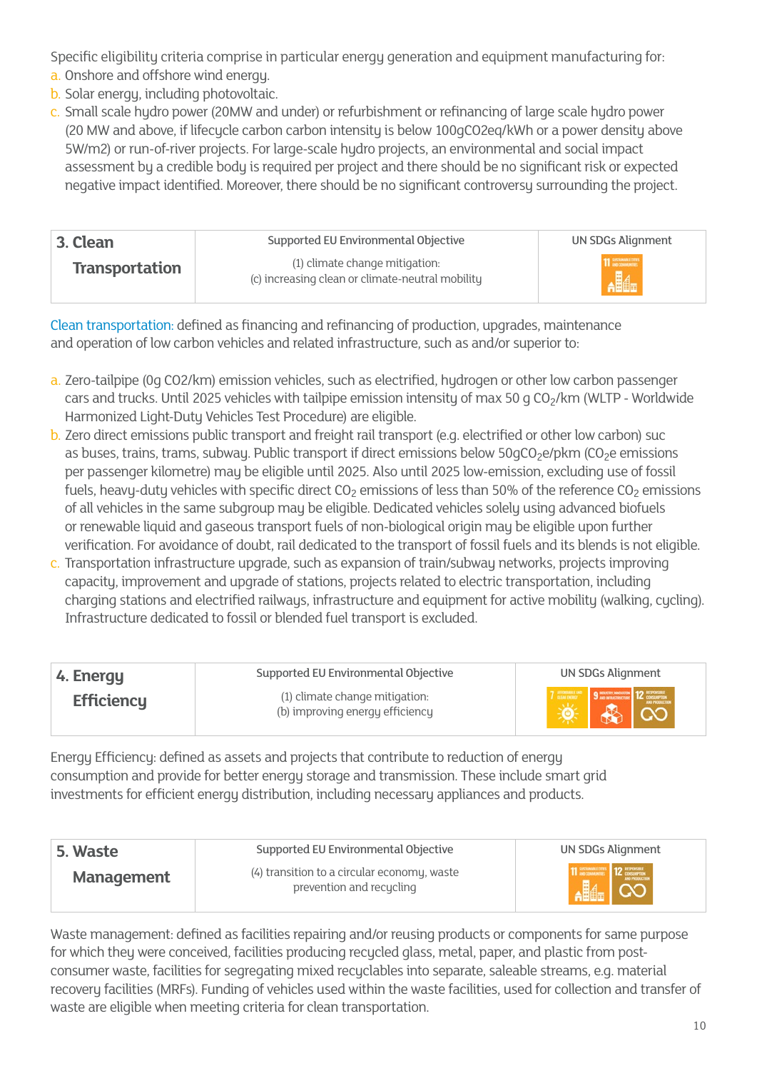Specific eligibility criteria comprise in particular energy generation and equipment manufacturing for:

a. Onshore and offshore wind energy.
b. Solar energy, including photovoltaic.
c. Small scale hydro power (20MW and under) or refurbishment or refinancing of large scale hydro power (20 MW and above, if lifecycle carbon carbon intensity is below 100gCO2eq/kWh or a power density above 5W/m2) or run-of-river projects. For large-scale hydro projects, an environmental and social impact assessment by a credible body is required per project and there should be no significant risk or expected negative impact identified. Moreover, there should be no significant controversy surrounding the project.

| 3. Clean Transportation | Supported EU Environmental Objective | UN SDGs Alignment |
|---|---|---|
| | (1) climate change mitigation: (c) increasing clean or climate-neutral mobility | 11 Sustainable Cities and Communities |

Clean transportation: defined as financing and refinancing of production, upgrades, maintenance and operation of low carbon vehicles and related infrastructure, such as and/or superior to:

a. Zero-tailpipe (0g CO2/km) emission vehicles, such as electrified, hydrogen or other low carbon passenger cars and trucks. Until 2025 vehicles with tailpipe emission intensity of max 50 g $CO_2$/km (WLTP - Worldwide Harmonized Light-Duty Vehicles Test Procedure) are eligible.
b. Zero direct emissions public transport and freight rail transport (e.g. electrified or other low carbon) suc as buses, trains, trams, subway. Public transport if direct emissions below 50g$CO_2$e/pkm ($CO_2$e emissions per passenger kilometre) may be eligible until 2025. Also until 2025 low-emission, excluding use of fossil fuels, heavy-duty vehicles with specific direct $CO_2$ emissions of less than 50% of the reference $CO_2$ emissions of all vehicles in the same subgroup may be eligible. Dedicated vehicles solely using advanced biofuels or renewable liquid and gaseous transport fuels of non-biological origin may be eligible upon further verification. For avoidance of doubt, rail dedicated to the transport of fossil fuels and its blends is not eligible.
c. Transportation infrastructure upgrade, such as expansion of train/subway networks, projects improving capacity, improvement and upgrade of stations, projects related to electric transportation, including charging stations and electrified railways, infrastructure and equipment for active mobility (walking, cycling). Infrastructure dedicated to fossil or blended fuel transport is excluded.

| 4. Energy Efficiency | Supported EU Environmental Objective | UN SDGs Alignment |
|---|---|---|
| | (1) climate change mitigation: (b) improving energy efficiency | 7 Affordable and Clean Energy; 9 Industry, Innovation and Infrastructure; 12 Responsible Consumption and Production |

Energy Efficiency: defined as assets and projects that contribute to reduction of energy consumption and provide for better energy storage and transmission. These include smart grid investments for efficient energy distribution, including necessary appliances and products.

| 5. Waste Management | Supported EU Environmental Objective | UN SDGs Alignment |
|---|---|---|
| | (4) transition to a circular economy, waste prevention and recycling | 11 Sustainable Cities and Communities; 12 Responsible Consumption and Production |

Waste management: defined as facilities repairing and/or reusing products or components for same purpose for which they were conceived, facilities producing recycled glass, metal, paper, and plastic from post-consumer waste, facilities for segregating mixed recyclables into separate, saleable streams, e.g. material recovery facilities (MRFs). Funding of vehicles used within the waste facilities, used for collection and transfer of waste are eligible when meeting criteria for clean transportation.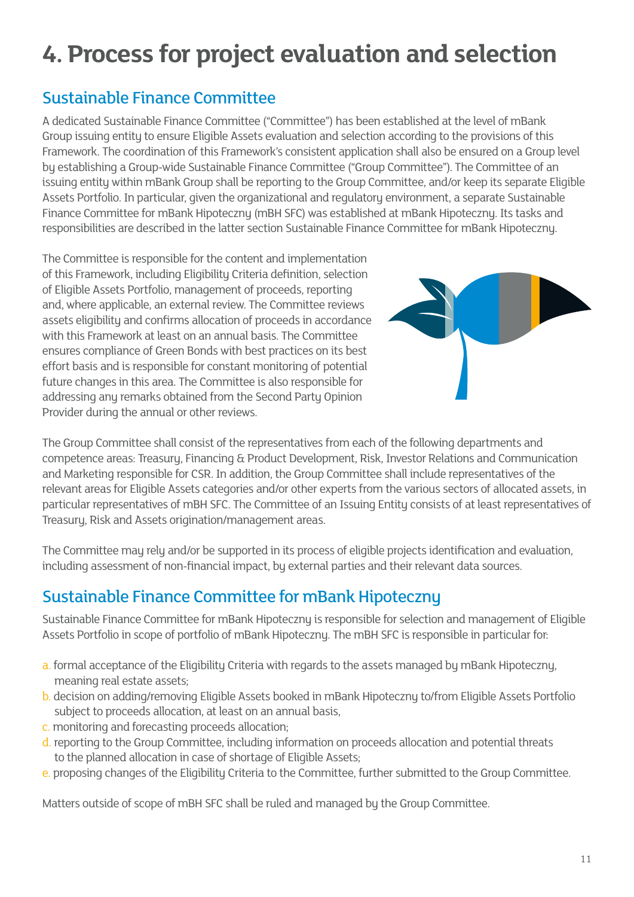# 4. Process for project evaluation and selection

## Sustainable Finance Committee

A dedicated Sustainable Finance Committee ("Committee") has been established at the level of mBank Group issuing entity to ensure Eligible Assets evaluation and selection according to the provisions of this Framework. The coordination of this Framework's consistent application shall also be ensured on a Group level by establishing a Group-wide Sustainable Finance Committee ("Group Committee"). The Committee of an issuing entity within mBank Group shall be reporting to the Group Committee, and/or keep its separate Eligible Assets Portfolio. In particular, given the organizational and regulatory environment, a separate Sustainable Finance Committee for mBank Hipoteczny (mBH SFC) was established at mBank Hipoteczny. Its tasks and responsibilities are described in the latter section Sustainable Finance Committee for mBank Hipoteczny.

The Committee is responsible for the content and implementation of this Framework, including Eligibility Criteria definition, selection of Eligible Assets Portfolio, management of proceeds, reporting and, where applicable, an external review. The Committee reviews assets eligibility and confirms allocation of proceeds in accordance with this Framework at least on an annual basis. The Committee ensures compliance of Green Bonds with best practices on its best effort basis and is responsible for constant monitoring of potential future changes in this area. The Committee is also responsible for addressing any remarks obtained from the Second Party Opinion Provider during the annual or other reviews.

The Group Committee shall consist of the representatives from each of the following departments and competence areas: Treasury, Financing & Product Development, Risk, Investor Relations and Communication and Marketing responsible for CSR. In addition, the Group Committee shall include representatives of the relevant areas for Eligible Assets categories and/or other experts from the various sectors of allocated assets, in particular representatives of mBH SFC. The Committee of an Issuing Entity consists of at least representatives of Treasury, Risk and Assets origination/management areas.

The Committee may rely and/or be supported in its process of eligible projects identification and evaluation, including assessment of non-financial impact, by external parties and their relevant data sources.

## Sustainable Finance Committee for mBank Hipoteczny

Sustainable Finance Committee for mBank Hipoteczny is responsible for selection and management of Eligible Assets Portfolio in scope of portfolio of mBank Hipoteczny. The mBH SFC is responsible in particular for:

a. formal acceptance of the Eligibility Criteria with regards to the assets managed by mBank Hipoteczny, meaning real estate assets;
b. decision on adding/removing Eligible Assets booked in mBank Hipoteczny to/from Eligible Assets Portfolio subject to proceeds allocation, at least on an annual basis,
c. monitoring and forecasting proceeds allocation;
d. reporting to the Group Committee, including information on proceeds allocation and potential threats to the planned allocation in case of shortage of Eligible Assets;
e. proposing changes of the Eligibility Criteria to the Committee, further submitted to the Group Committee.

Matters outside of scope of mBH SFC shall be ruled and managed by the Group Committee.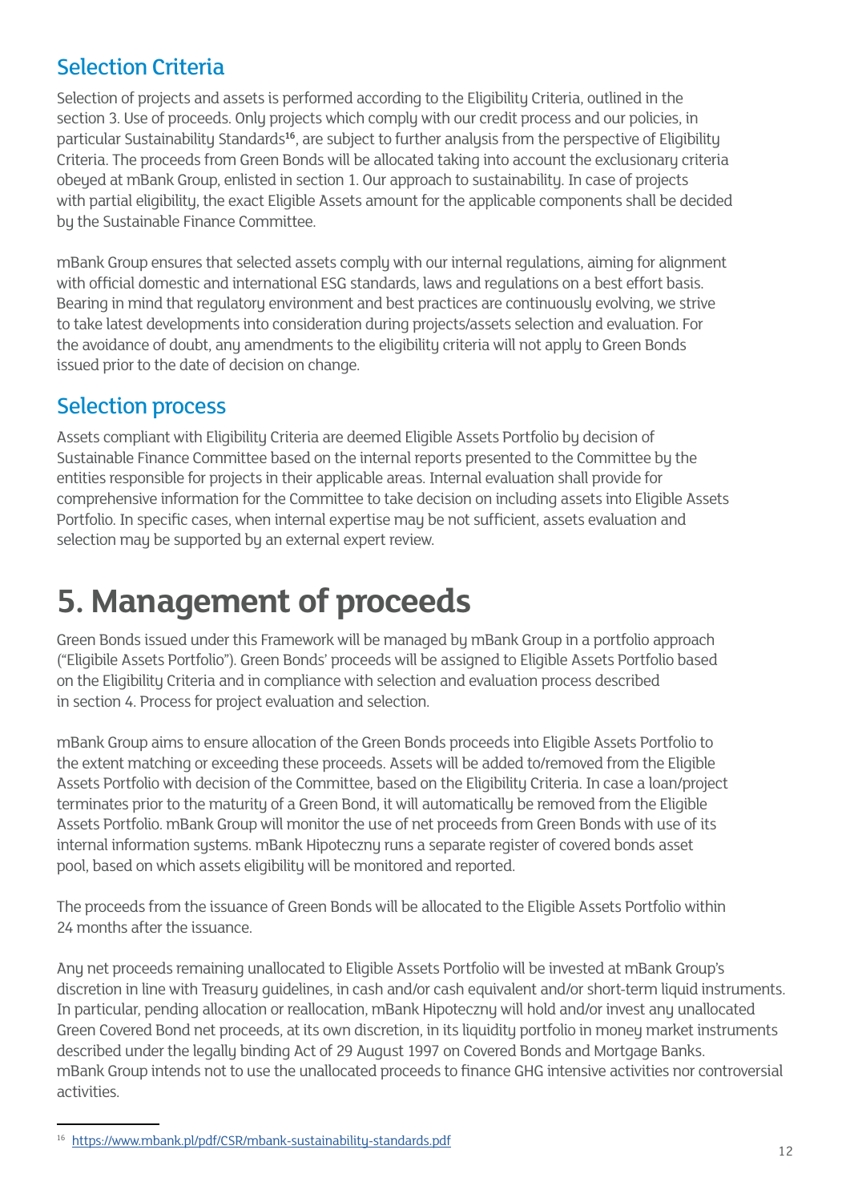## Selection Criteria

Selection of projects and assets is performed according to the Eligibility Criteria, outlined in the section 3. Use of proceeds. Only projects which comply with our credit process and our policies, in particular Sustainability Standards[16], are subject to further analysis from the perspective of Eligibility Criteria. The proceeds from Green Bonds will be allocated taking into account the exclusionary criteria obeyed at mBank Group, enlisted in section 1. Our approach to sustainability. In case of projects with partial eligibility, the exact Eligible Assets amount for the applicable components shall be decided by the Sustainable Finance Committee.

mBank Group ensures that selected assets comply with our internal regulations, aiming for alignment with official domestic and international ESG standards, laws and regulations on a best effort basis. Bearing in mind that regulatory environment and best practices are continuously evolving, we strive to take latest developments into consideration during projects/assets selection and evaluation. For the avoidance of doubt, any amendments to the eligibility criteria will not apply to Green Bonds issued prior to the date of decision on change.

## Selection process

Assets compliant with Eligibility Criteria are deemed Eligible Assets Portfolio by decision of Sustainable Finance Committee based on the internal reports presented to the Committee by the entities responsible for projects in their applicable areas. Internal evaluation shall provide for comprehensive information for the Committee to take decision on including assets into Eligible Assets Portfolio. In specific cases, when internal expertise may be not sufficient, assets evaluation and selection may be supported by an external expert review.

# 5. Management of proceeds

Green Bonds issued under this Framework will be managed by mBank Group in a portfolio approach ("Eligibile Assets Portfolio"). Green Bonds' proceeds will be assigned to Eligible Assets Portfolio based on the Eligibility Criteria and in compliance with selection and evaluation process described in section 4. Process for project evaluation and selection.

mBank Group aims to ensure allocation of the Green Bonds proceeds into Eligible Assets Portfolio to the extent matching or exceeding these proceeds. Assets will be added to/removed from the Eligible Assets Portfolio with decision of the Committee, based on the Eligibility Criteria. In case a loan/project terminates prior to the maturity of a Green Bond, it will automatically be removed from the Eligible Assets Portfolio. mBank Group will monitor the use of net proceeds from Green Bonds with use of its internal information systems. mBank Hipoteczny runs a separate register of covered bonds asset pool, based on which assets eligibility will be monitored and reported.

The proceeds from the issuance of Green Bonds will be allocated to the Eligible Assets Portfolio within 24 months after the issuance.

Any net proceeds remaining unallocated to Eligible Assets Portfolio will be invested at mBank Group's discretion in line with Treasury guidelines, in cash and/or cash equivalent and/or short-term liquid instruments. In particular, pending allocation or reallocation, mBank Hipoteczny will hold and/or invest any unallocated Green Covered Bond net proceeds, at its own discretion, in its liquidity portfolio in money market instruments described under the legally binding Act of 29 August 1997 on Covered Bonds and Mortgage Banks. mBank Group intends not to use the unallocated proceeds to finance GHG intensive activities nor controversial activities.

---

[16] https://www.mbank.pl/pdf/CSR/mbank-sustainability-standards.pdf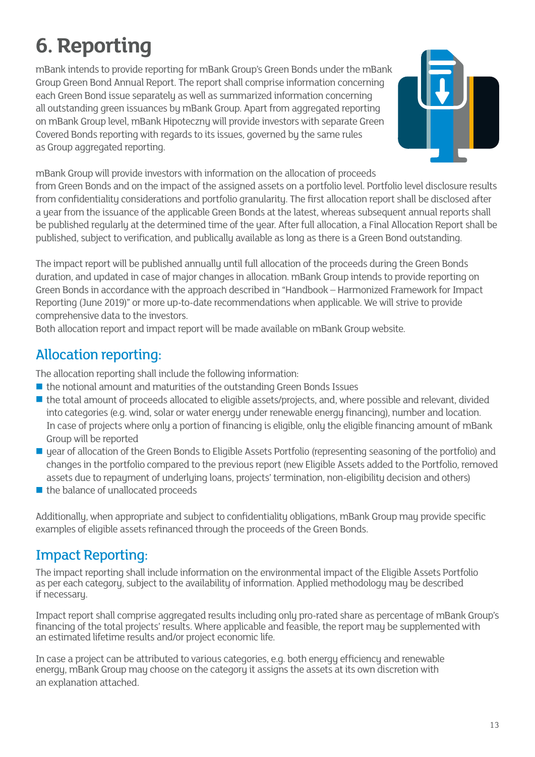# 6. Reporting

mBank intends to provide reporting for mBank Group's Green Bonds under the mBank Group Green Bond Annual Report. The report shall comprise information concerning each Green Bond issue separately as well as summarized information concerning all outstanding green issuances by mBank Group. Apart from aggregated reporting on mBank Group level, mBank Hipoteczny will provide investors with separate Green Covered Bonds reporting with regards to its issues, governed by the same rules as Group aggregated reporting.

mBank Group will provide investors with information on the allocation of proceeds from Green Bonds and on the impact of the assigned assets on a portfolio level. Portfolio level disclosure results from confidentiality considerations and portfolio granularity. The first allocation report shall be disclosed after a year from the issuance of the applicable Green Bonds at the latest, whereas subsequent annual reports shall be published regularly at the determined time of the year. After full allocation, a Final Allocation Report shall be published, subject to verification, and publically available as long as there is a Green Bond outstanding.

The impact report will be published annually until full allocation of the proceeds during the Green Bonds duration, and updated in case of major changes in allocation. mBank Group intends to provide reporting on Green Bonds in accordance with the approach described in "Handbook – Harmonized Framework for Impact Reporting (June 2019)" or more up-to-date recommendations when applicable. We will strive to provide comprehensive data to the investors.
Both allocation report and impact report will be made available on mBank Group website.

## Allocation reporting:

The allocation reporting shall include the following information:

- the notional amount and maturities of the outstanding Green Bonds Issues
- the total amount of proceeds allocated to eligible assets/projects, and, where possible and relevant, divided into categories (e.g. wind, solar or water energy under renewable energy financing), number and location. In case of projects where only a portion of financing is eligible, only the eligible financing amount of mBank Group will be reported
- year of allocation of the Green Bonds to Eligible Assets Portfolio (representing seasoning of the portfolio) and changes in the portfolio compared to the previous report (new Eligible Assets added to the Portfolio, removed assets due to repayment of underlying loans, projects' termination, non-eligibility decision and others)
- the balance of unallocated proceeds

Additionally, when appropriate and subject to confidentiality obligations, mBank Group may provide specific examples of eligible assets refinanced through the proceeds of the Green Bonds.

## Impact Reporting:

The impact reporting shall include information on the environmental impact of the Eligible Assets Portfolio as per each category, subject to the availability of information. Applied methodology may be described if necessary.

Impact report shall comprise aggregated results including only pro-rated share as percentage of mBank Group's financing of the total projects' results. Where applicable and feasible, the report may be supplemented with an estimated lifetime results and/or project economic life.

In case a project can be attributed to various categories, e.g. both energy efficiency and renewable energy, mBank Group may choose on the category it assigns the assets at its own discretion with an explanation attached.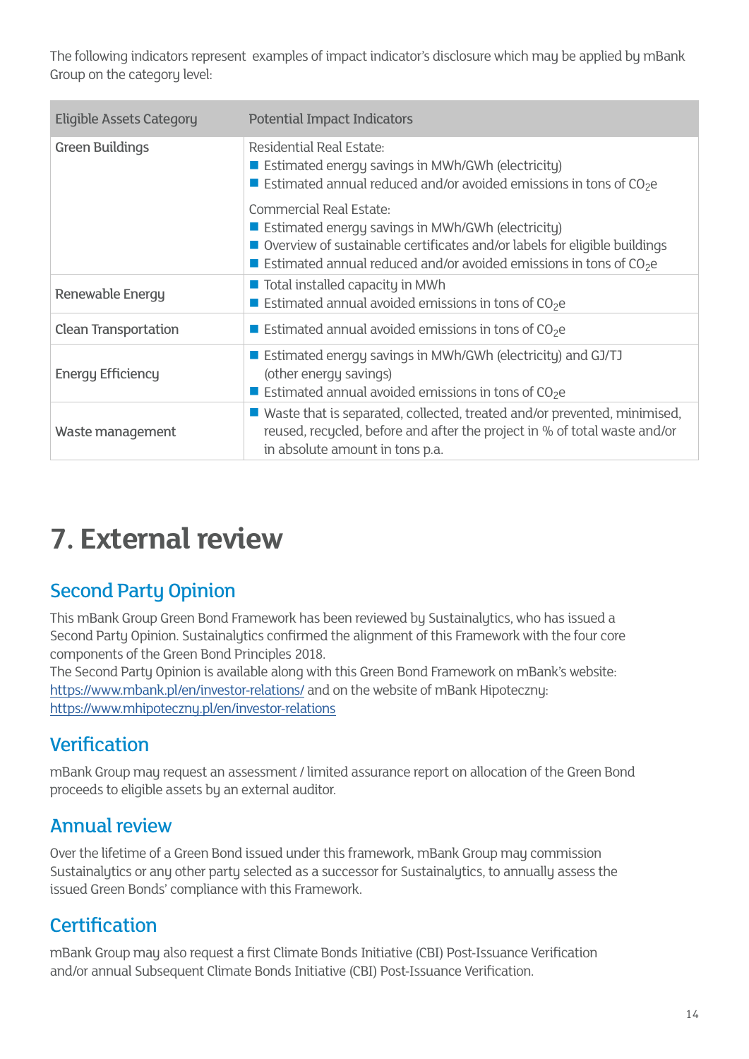The following indicators represent examples of impact indicator's disclosure which may be applied by mBank Group on the category level:

| Eligible Assets Category | Potential Impact Indicators |
|---|---|
| Green Buildings | Residential Real Estate:<br>■ Estimated energy savings in MWh/GWh (electricity)<br>■ Estimated annual reduced and/or avoided emissions in tons of $CO_2e$<br><br>Commercial Real Estate:<br>■ Estimated energy savings in MWh/GWh (electricity)<br>■ Overview of sustainable certificates and/or labels for eligible buildings<br>■ Estimated annual reduced and/or avoided emissions in tons of $CO_2e$ |
| Renewable Energy | ■ Total installed capacity in MWh<br>■ Estimated annual avoided emissions in tons of $CO_2e$ |
| Clean Transportation | ■ Estimated annual avoided emissions in tons of $CO_2e$ |
| Energy Efficiency | ■ Estimated energy savings in MWh/GWh (electricity) and GJ/TJ (other energy savings)<br>■ Estimated annual avoided emissions in tons of $CO_2e$ |
| Waste management | ■ Waste that is separated, collected, treated and/or prevented, minimised, reused, recycled, before and after the project in % of total waste and/or in absolute amount in tons p.a. |

# 7. External review

## Second Party Opinion

This mBank Group Green Bond Framework has been reviewed by Sustainalytics, who has issued a Second Party Opinion. Sustainalytics confirmed the alignment of this Framework with the four core components of the Green Bond Principles 2018.
The Second Party Opinion is available along with this Green Bond Framework on mBank's website: https://www.mbank.pl/en/investor-relations/ and on the website of mBank Hipoteczny: https://www.mhipoteczny.pl/en/investor-relations

## Verification

mBank Group may request an assessment / limited assurance report on allocation of the Green Bond proceeds to eligible assets by an external auditor.

## Annual review

Over the lifetime of a Green Bond issued under this framework, mBank Group may commission Sustainalytics or any other party selected as a successor for Sustainalytics, to annually assess the issued Green Bonds' compliance with this Framework.

## Certification

mBank Group may also request a first Climate Bonds Initiative (CBI) Post-Issuance Verification and/or annual Subsequent Climate Bonds Initiative (CBI) Post-Issuance Verification.